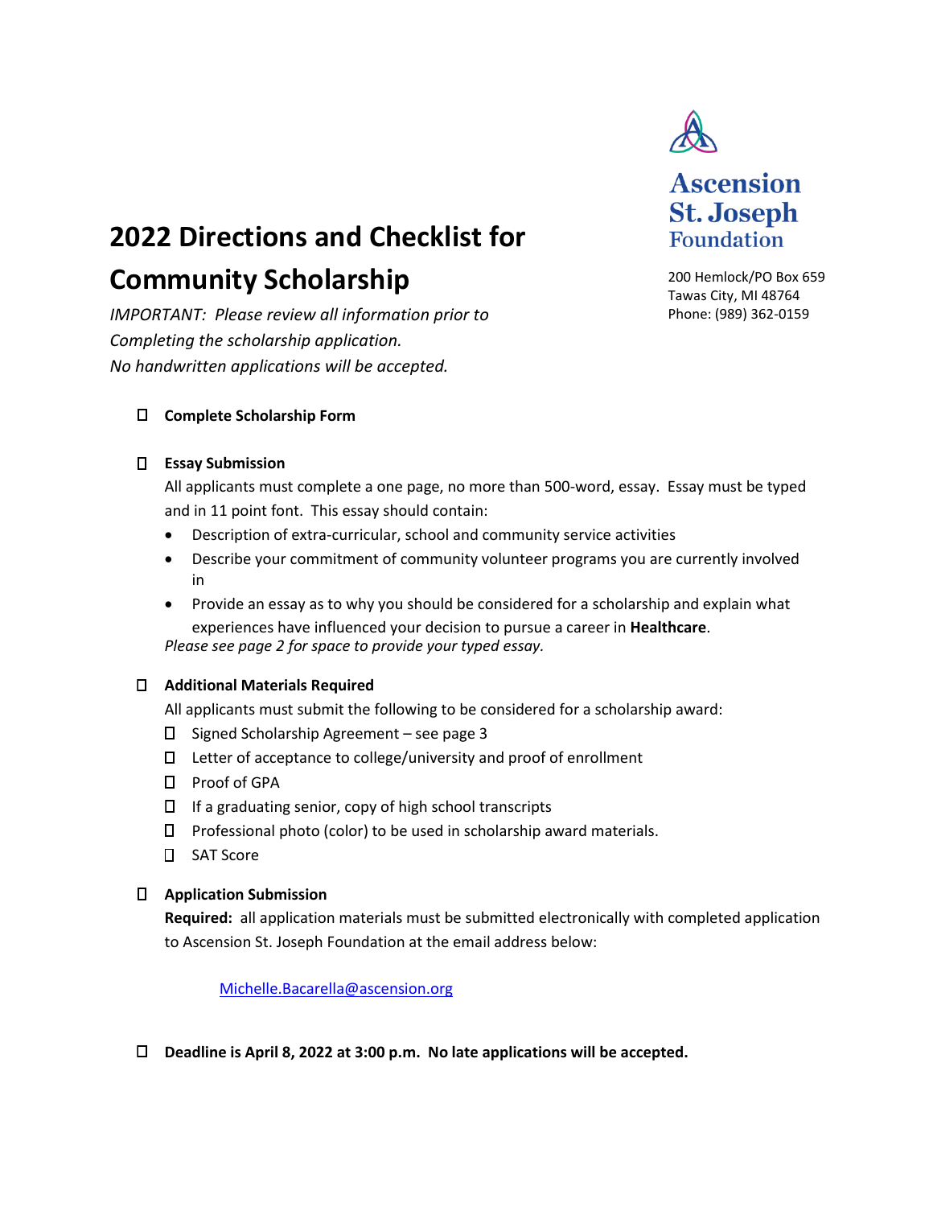Ascension St. Joseph Foundation

200 Hemlock/PO Box 659
Tawas City, MI 48764
Phone: (989) 362-0159

# 2022 Directions and Checklist for Community Scholarship

*IMPORTANT: Please review all information prior to Completing the scholarship application.*
*No handwritten applications will be accepted.*

- ☐ **Complete Scholarship Form**

- ☐ **Essay Submission**

  All applicants must complete a one page, no more than 500-word, essay. Essay must be typed and in 11 point font. This essay should contain:

  - Description of extra-curricular, school and community service activities
  - Describe your commitment of community volunteer programs you are currently involved in
  - Provide an essay as to why you should be considered for a scholarship and explain what experiences have influenced your decision to pursue a career in **Healthcare**.

  *Please see page 2 for space to provide your typed essay.*

- ☐ **Additional Materials Required**

  All applicants must submit the following to be considered for a scholarship award:

  - ☐ Signed Scholarship Agreement – see page 3
  - ☐ Letter of acceptance to college/university and proof of enrollment
  - ☐ Proof of GPA
  - ☐ If a graduating senior, copy of high school transcripts
  - ☐ Professional photo (color) to be used in scholarship award materials.
  - ☐ SAT Score

- ☐ **Application Submission**

  **Required:** all application materials must be submitted electronically with completed application to Ascension St. Joseph Foundation at the email address below:

  Michelle.Bacarella@ascension.org

- ☐ **Deadline is April 8, 2022 at 3:00 p.m. No late applications will be accepted.**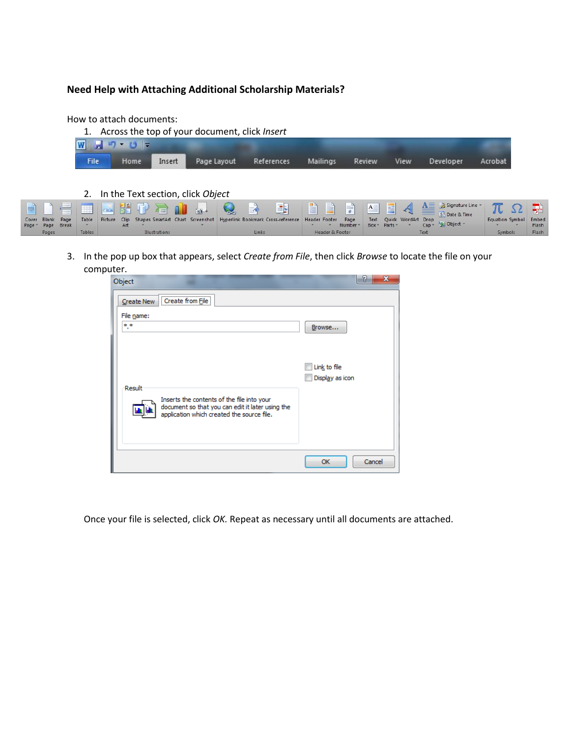**Need Help with Attaching Additional Scholarship Materials?**

How to attach documents:

1. Across the top of your document, click *Insert*

2. In the Text section, click *Object*

3. In the pop up box that appears, select *Create from File*, then click *Browse* to locate the file on your computer.

Once your file is selected, click *OK*. Repeat as necessary until all documents are attached.